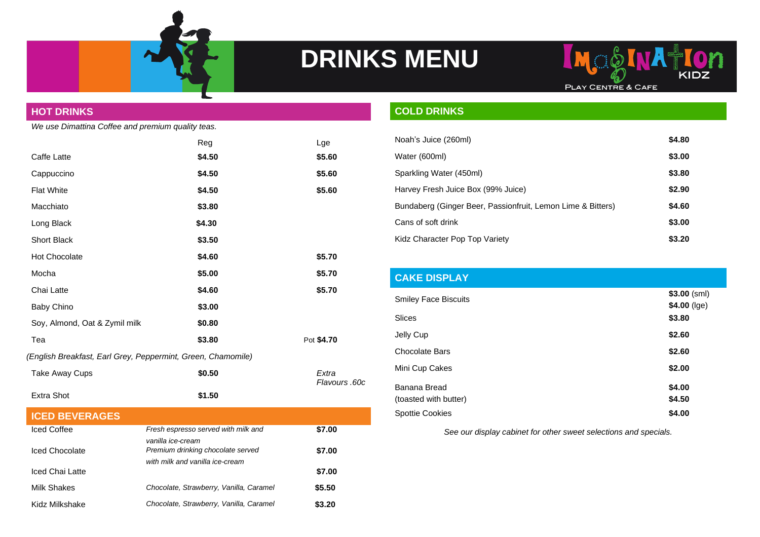# DRINKS MENU

Imagination Kidz
Play Centre & Cafe

## HOT DRINKS

*We use Dimattina Coffee and premium quality teas.*

| | Reg | Lge |
|---|---|---|
| Caffe Latte | **$4.50** | **$5.60** |
| Cappuccino | **$4.50** | **$5.60** |
| Flat White | **$4.50** | **$5.60** |
| Macchiato | **$3.80** | |
| Long Black | **$4.30** | |
| Short Black | **$3.50** | |
| Hot Chocolate | **$4.60** | **$5.70** |
| Mocha | **$5.00** | **$5.70** |
| Chai Latte | **$4.60** | **$5.70** |
| Baby Chino | **$3.00** | |
| Soy, Almond, Oat & Zymil milk | **$0.80** | |
| Tea | **$3.80** | Pot **$4.70** |

*(English Breakfast, Earl Grey, Peppermint, Green, Chamomile)*

| | | |
|---|---|---|
| Take Away Cups | **$0.50** | *Extra Flavours .60c* |
| Extra Shot | **$1.50** | |

## ICED BEVERAGES

| | | |
|---|---|---|
| Iced Coffee | *Fresh espresso served with milk and vanilla ice-cream* | **$7.00** |
| Iced Chocolate | *Premium drinking chocolate served with milk and vanilla ice-cream* | **$7.00** |
| Iced Chai Latte | | **$7.00** |
| Milk Shakes | *Chocolate, Strawberry, Vanilla, Caramel* | **$5.50** |
| Kidz Milkshake | *Chocolate, Strawberry, Vanilla, Caramel* | **$3.20** |

## COLD DRINKS

| | |
|---|---|
| Noah's Juice (260ml) | **$4.80** |
| Water (600ml) | **$3.00** |
| Sparkling Water (450ml) | **$3.80** |
| Harvey Fresh Juice Box (99% Juice) | **$2.90** |
| Bundaberg (Ginger Beer, Passionfruit, Lemon Lime & Bitters) | **$4.60** |
| Cans of soft drink | **$3.00** |
| Kidz Character Pop Top Variety | **$3.20** |

## CAKE DISPLAY

| | |
|---|---|
| Smiley Face Biscuits | **$3.00** (sml) **$4.00** (lge) |
| Slices | **$3.80** |
| Jelly Cup | **$2.60** |
| Chocolate Bars | **$2.60** |
| Mini Cup Cakes | **$2.00** |
| Banana Bread | **$4.00** |
| (toasted with butter) | **$4.50** |
| Spottie Cookies | **$4.00** |

*See our display cabinet for other sweet selections and specials.*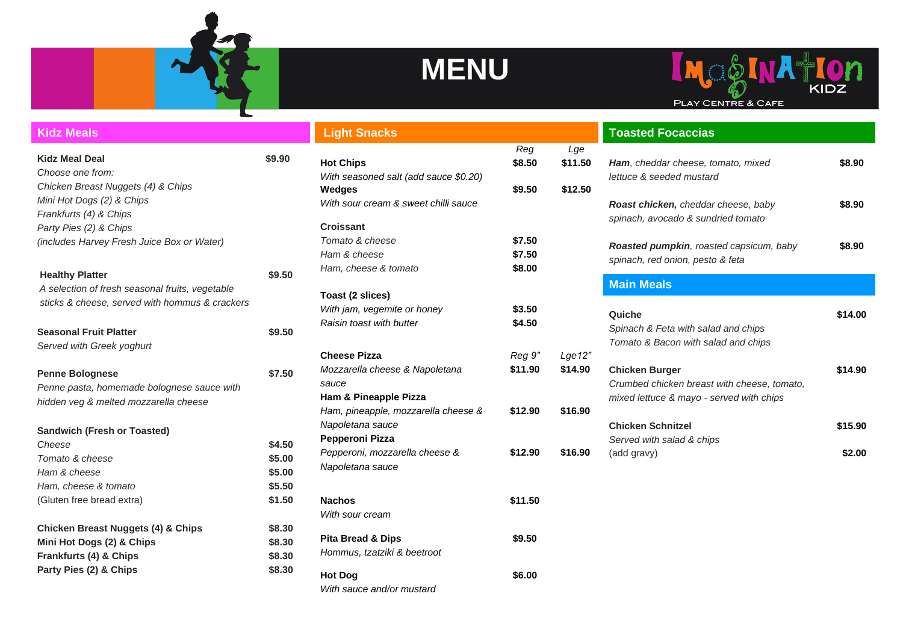# MENU

Imagination KIDZ
Play Centre & Cafe

## Kidz Meals

**Kidz Meal Deal** — **$9.90**
*Choose one from:*
*Chicken Breast Nuggets (4) & Chips*
*Mini Hot Dogs (2) & Chips*
*Frankfurts (4) & Chips*
*Party Pies (2) & Chips*
*(includes Harvey Fresh Juice Box or Water)*

**Healthy Platter** — **$9.50**
*A selection of fresh seasonal fruits, vegetable sticks & cheese, served with hommus & crackers*

**Seasonal Fruit Platter** — **$9.50**
*Served with Greek yoghurt*

**Penne Bolognese** — **$7.50**
*Penne pasta, homemade bolognese sauce with hidden veg & melted mozzarella cheese*

**Sandwich (Fresh or Toasted)**

| | |
|---|---|
| *Cheese* | **$4.50** |
| *Tomato & cheese* | **$5.00** |
| *Ham & cheese* | **$5.00** |
| *Ham, cheese & tomato* | **$5.50** |
| (Gluten free bread extra) | **$1.50** |

| | |
|---|---|
| **Chicken Breast Nuggets (4) & Chips** | **$8.30** |
| **Mini Hot Dogs (2) & Chips** | **$8.30** |
| **Frankfurts (4) & Chips** | **$8.30** |
| **Party Pies (2) & Chips** | **$8.30** |

## Light Snacks

| | *Reg* | *Lge* |
|---|---|---|
| **Hot Chips**<br>*With seasoned salt (add sauce $0.20)* | **$8.50** | **$11.50** |
| **Wedges**<br>*With sour cream & sweet chilli sauce* | **$9.50** | **$12.50** |

**Croissant**

| | |
|---|---|
| *Tomato & cheese* | **$7.50** |
| *Ham & cheese* | **$7.50** |
| *Ham, cheese & tomato* | **$8.00** |

**Toast (2 slices)**

| | |
|---|---|
| *With jam, vegemite or honey* | **$3.50** |
| *Raisin toast with butter* | **$4.50** |

| | *Reg 9"* | *Lge12"* |
|---|---|---|
| **Cheese Pizza**<br>*Mozzarella cheese & Napoletana sauce* | **$11.90** | **$14.90** |
| **Ham & Pineapple Pizza**<br>*Ham, pineapple, mozzarella cheese & Napoletana sauce* | **$12.90** | **$16.90** |
| **Pepperoni Pizza**<br>*Pepperoni, mozzarella cheese & Napoletana sauce* | **$12.90** | **$16.90** |

**Nachos** — **$11.50**
*With sour cream*

**Pita Bread & Dips** — **$9.50**
*Hommus, tzatziki & beetroot*

**Hot Dog** — **$6.00**
*With sauce and/or mustard*

## Toasted Focaccias

***Ham**, cheddar cheese, tomato, mixed lettuce & seeded mustard* — **$8.90**

***Roast chicken,** cheddar cheese, baby spinach, avocado & sundried tomato* — **$8.90**

***Roasted pumpkin**, roasted capsicum, baby spinach, red onion, pesto & feta* — **$8.90**

## Main Meals

**Quiche** — **$14.00**
*Spinach & Feta with salad and chips*
*Tomato & Bacon with salad and chips*

**Chicken Burger** — **$14.90**
*Crumbed chicken breast with cheese, tomato, mixed lettuce & mayo - served with chips*

**Chicken Schnitzel** — **$15.90**
*Served with salad & chips*
(add gravy) — **$2.00**